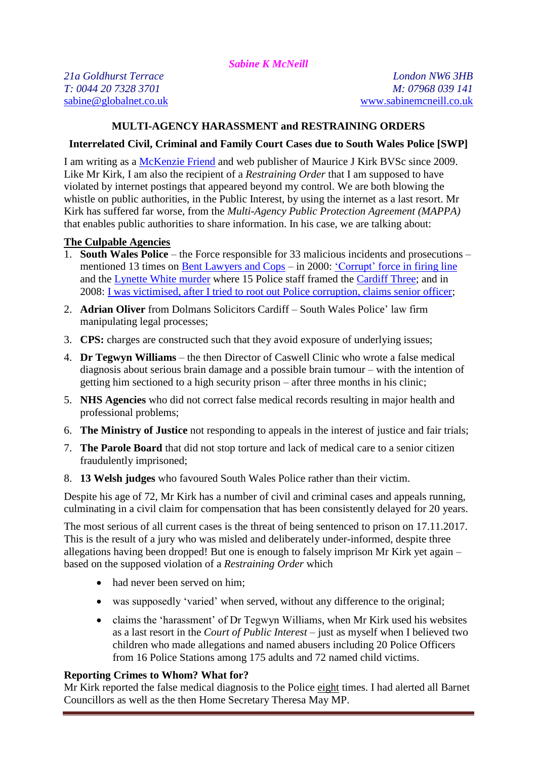*Sabine K McNeill*

*21a Goldhurst Terrace* | *London NW6 3HB*
*T: 0044 20 7328 3701* | *M: 07968 039 141*
sabine@globalnet.co.uk | www.sabinemcneill.co.uk

## MULTI-AGENCY HARASSMENT and RESTRAINING ORDERS

### Interrelated Civil, Criminal and Family Court Cases due to South Wales Police [SWP]

I am writing as a McKenzie Friend and web publisher of Maurice J Kirk BVSc since 2009. Like Mr Kirk, I am also the recipient of a *Restraining Order* that I am supposed to have violated by internet postings that appeared beyond my control. We are both blowing the whistle on public authorities, in the Public Interest, by using the internet as a last resort. Mr Kirk has suffered far worse, from the *Multi-Agency Public Protection Agreement (MAPPA)* that enables public authorities to share information. In his case, we are talking about:

**The Culpable Agencies**

1. **South Wales Police** – the Force responsible for 33 malicious incidents and prosecutions – mentioned 13 times on Bent Lawyers and Cops – in 2000: 'Corrupt' force in firing line and the Lynette White murder where 15 Police staff framed the Cardiff Three; and in 2008: I was victimised, after I tried to root out Police corruption, claims senior officer;
2. **Adrian Oliver** from Dolmans Solicitors Cardiff – South Wales Police' law firm manipulating legal processes;
3. **CPS:** charges are constructed such that they avoid exposure of underlying issues;
4. **Dr Tegwyn Williams** – the then Director of Caswell Clinic who wrote a false medical diagnosis about serious brain damage and a possible brain tumour – with the intention of getting him sectioned to a high security prison – after three months in his clinic;
5. **NHS Agencies** who did not correct false medical records resulting in major health and professional problems;
6. **The Ministry of Justice** not responding to appeals in the interest of justice and fair trials;
7. **The Parole Board** that did not stop torture and lack of medical care to a senior citizen fraudulently imprisoned;
8. **13 Welsh judges** who favoured South Wales Police rather than their victim.

Despite his age of 72, Mr Kirk has a number of civil and criminal cases and appeals running, culminating in a civil claim for compensation that has been consistently delayed for 20 years.

The most serious of all current cases is the threat of being sentenced to prison on 17.11.2017. This is the result of a jury who was misled and deliberately under-informed, despite three allegations having been dropped! But one is enough to falsely imprison Mr Kirk yet again – based on the supposed violation of a *Restraining Order* which

- had never been served on him;
- was supposedly 'varied' when served, without any difference to the original;
- claims the 'harassment' of Dr Tegwyn Williams, when Mr Kirk used his websites as a last resort in the *Court of Public Interest* – just as myself when I believed two children who made allegations and named abusers including 20 Police Officers from 16 Police Stations among 175 adults and 72 named child victims.

**Reporting Crimes to Whom? What for?**

Mr Kirk reported the false medical diagnosis to the Police eight times. I had alerted all Barnet Councillors as well as the then Home Secretary Theresa May MP.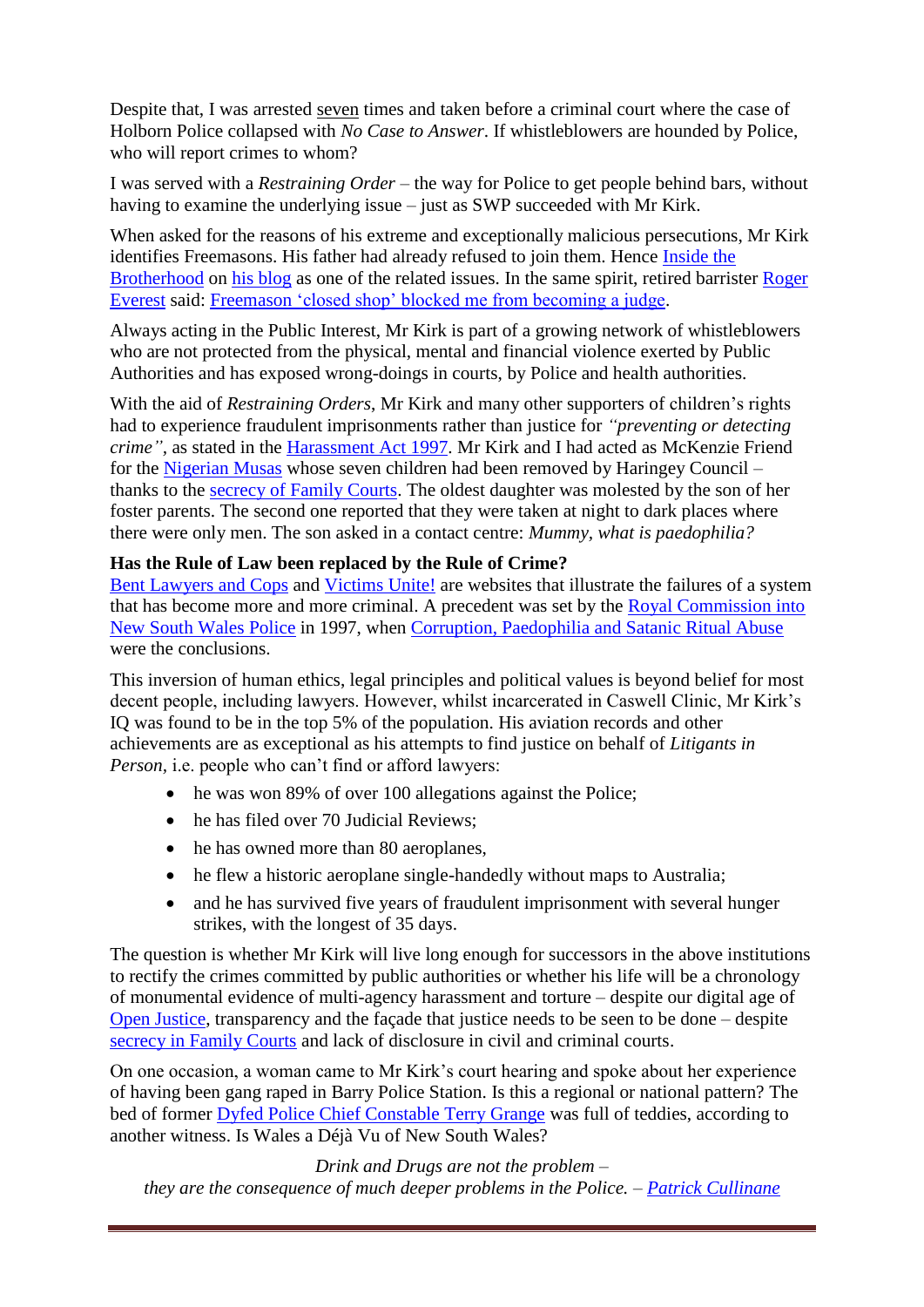Despite that, I was arrested seven times and taken before a criminal court where the case of Holborn Police collapsed with *No Case to Answer*. If whistleblowers are hounded by Police, who will report crimes to whom?

I was served with a *Restraining Order* – the way for Police to get people behind bars, without having to examine the underlying issue – just as SWP succeeded with Mr Kirk.

When asked for the reasons of his extreme and exceptionally malicious persecutions, Mr Kirk identifies Freemasons. His father had already refused to join them. Hence Inside the Brotherhood on his blog as one of the related issues. In the same spirit, retired barrister Roger Everest said: Freemason 'closed shop' blocked me from becoming a judge.

Always acting in the Public Interest, Mr Kirk is part of a growing network of whistleblowers who are not protected from the physical, mental and financial violence exerted by Public Authorities and has exposed wrong-doings in courts, by Police and health authorities.

With the aid of *Restraining Orders*, Mr Kirk and many other supporters of children's rights had to experience fraudulent imprisonments rather than justice for *"preventing or detecting crime"*, as stated in the Harassment Act 1997. Mr Kirk and I had acted as McKenzie Friend for the Nigerian Musas whose seven children had been removed by Haringey Council – thanks to the secrecy of Family Courts. The oldest daughter was molested by the son of her foster parents. The second one reported that they were taken at night to dark places where there were only men. The son asked in a contact centre: *Mummy, what is paedophilia?*

**Has the Rule of Law been replaced by the Rule of Crime?**

Bent Lawyers and Cops and Victims Unite! are websites that illustrate the failures of a system that has become more and more criminal. A precedent was set by the Royal Commission into New South Wales Police in 1997, when Corruption, Paedophilia and Satanic Ritual Abuse were the conclusions.

This inversion of human ethics, legal principles and political values is beyond belief for most decent people, including lawyers. However, whilst incarcerated in Caswell Clinic, Mr Kirk's IQ was found to be in the top 5% of the population. His aviation records and other achievements are as exceptional as his attempts to find justice on behalf of *Litigants in Person*, i.e. people who can't find or afford lawyers:

- he was won 89% of over 100 allegations against the Police;
- he has filed over 70 Judicial Reviews;
- he has owned more than 80 aeroplanes,
- he flew a historic aeroplane single-handedly without maps to Australia;
- and he has survived five years of fraudulent imprisonment with several hunger strikes, with the longest of 35 days.

The question is whether Mr Kirk will live long enough for successors in the above institutions to rectify the crimes committed by public authorities or whether his life will be a chronology of monumental evidence of multi-agency harassment and torture – despite our digital age of Open Justice, transparency and the façade that justice needs to be seen to be done – despite secrecy in Family Courts and lack of disclosure in civil and criminal courts.

On one occasion, a woman came to Mr Kirk's court hearing and spoke about her experience of having been gang raped in Barry Police Station. Is this a regional or national pattern? The bed of former Dyfed Police Chief Constable Terry Grange was full of teddies, according to another witness. Is Wales a Déjà Vu of New South Wales?

*Drink and Drugs are not the problem –*
*they are the consequence of much deeper problems in the Police.* – Patrick Cullinane